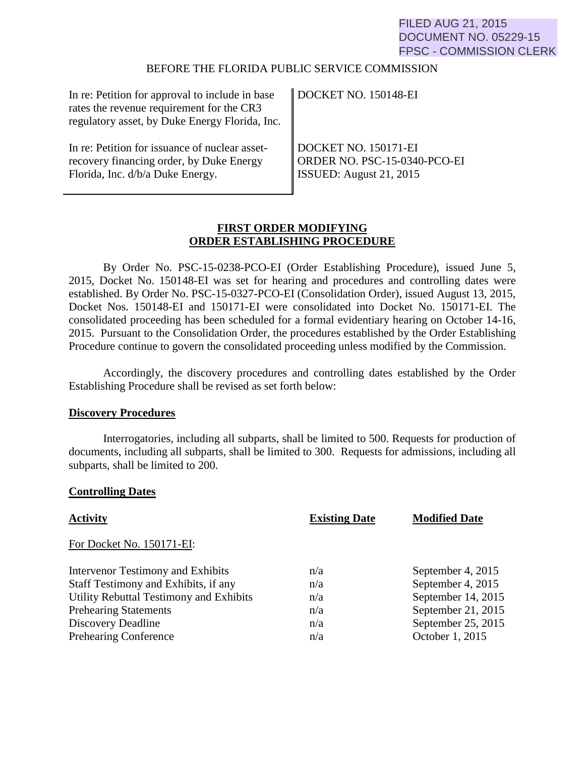FILED AUG 21, 2015
DOCUMENT NO. 05229-15
FPSC - COMMISSION CLERK

BEFORE THE FLORIDA PUBLIC SERVICE COMMISSION

| | |
|---|---|
| In re: Petition for approval to include in base rates the revenue requirement for the CR3 regulatory asset, by Duke Energy Florida, Inc. | DOCKET NO. 150148-EI |
| In re: Petition for issuance of nuclear asset-recovery financing order, by Duke Energy Florida, Inc. d/b/a Duke Energy. | DOCKET NO. 150171-EI<br>ORDER NO. PSC-15-0340-PCO-EI<br>ISSUED: August 21, 2015 |

## FIRST ORDER MODIFYING ORDER ESTABLISHING PROCEDURE

By Order No. PSC-15-0238-PCO-EI (Order Establishing Procedure), issued June 5, 2015, Docket No. 150148-EI was set for hearing and procedures and controlling dates were established. By Order No. PSC-15-0327-PCO-EI (Consolidation Order), issued August 13, 2015, Docket Nos. 150148-EI and 150171-EI were consolidated into Docket No. 150171-EI. The consolidated proceeding has been scheduled for a formal evidentiary hearing on October 14-16, 2015. Pursuant to the Consolidation Order, the procedures established by the Order Establishing Procedure continue to govern the consolidated proceeding unless modified by the Commission.

Accordingly, the discovery procedures and controlling dates established by the Order Establishing Procedure shall be revised as set forth below:

**Discovery Procedures**

Interrogatories, including all subparts, shall be limited to 500. Requests for production of documents, including all subparts, shall be limited to 300. Requests for admissions, including all subparts, shall be limited to 200.

**Controlling Dates**

| Activity | Existing Date | Modified Date |
|---|---|---|
| For Docket No. 150171-EI: | | |
| Intervenor Testimony and Exhibits | n/a | September 4, 2015 |
| Staff Testimony and Exhibits, if any | n/a | September 4, 2015 |
| Utility Rebuttal Testimony and Exhibits | n/a | September 14, 2015 |
| Prehearing Statements | n/a | September 21, 2015 |
| Discovery Deadline | n/a | September 25, 2015 |
| Prehearing Conference | n/a | October 1, 2015 |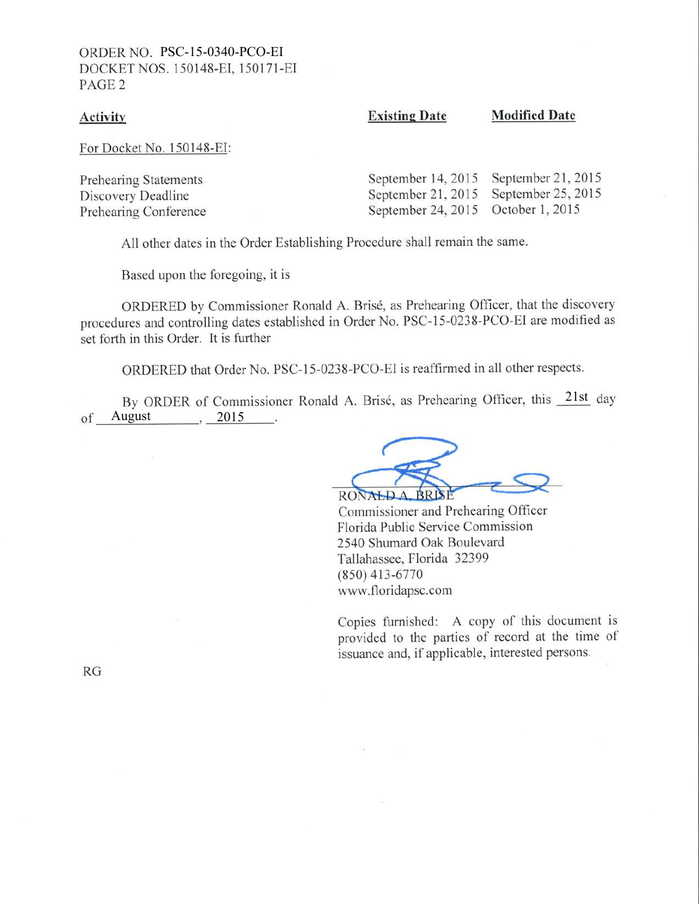| Activity | Existing Date | Modified Date |
|---|---|---|
| For Docket No. 150148-EI: | | |
| Prehearing Statements | September 14, 2015 | September 21, 2015 |
| Discovery Deadline | September 21, 2015 | September 25, 2015 |
| Prehearing Conference | September 24, 2015 | October 1, 2015 |

All other dates in the Order Establishing Procedure shall remain the same.

Based upon the foregoing, it is

ORDERED by Commissioner Ronald A. Brisé, as Prehearing Officer, that the discovery procedures and controlling dates established in Order No. PSC-15-0238-PCO-EI are modified as set forth in this Order. It is further

ORDERED that Order No. PSC-15-0238-PCO-EI is reaffirmed in all other respects.

By ORDER of Commissioner Ronald A. Brisé, as Prehearing Officer, this 21st day of August, 2015.

RONALD A. BRISÉ
Commissioner and Prehearing Officer
Florida Public Service Commission
2540 Shumard Oak Boulevard
Tallahassee, Florida 32399
(850) 413-6770
www.floridapsc.com

Copies furnished: A copy of this document is provided to the parties of record at the time of issuance and, if applicable, interested persons.

RG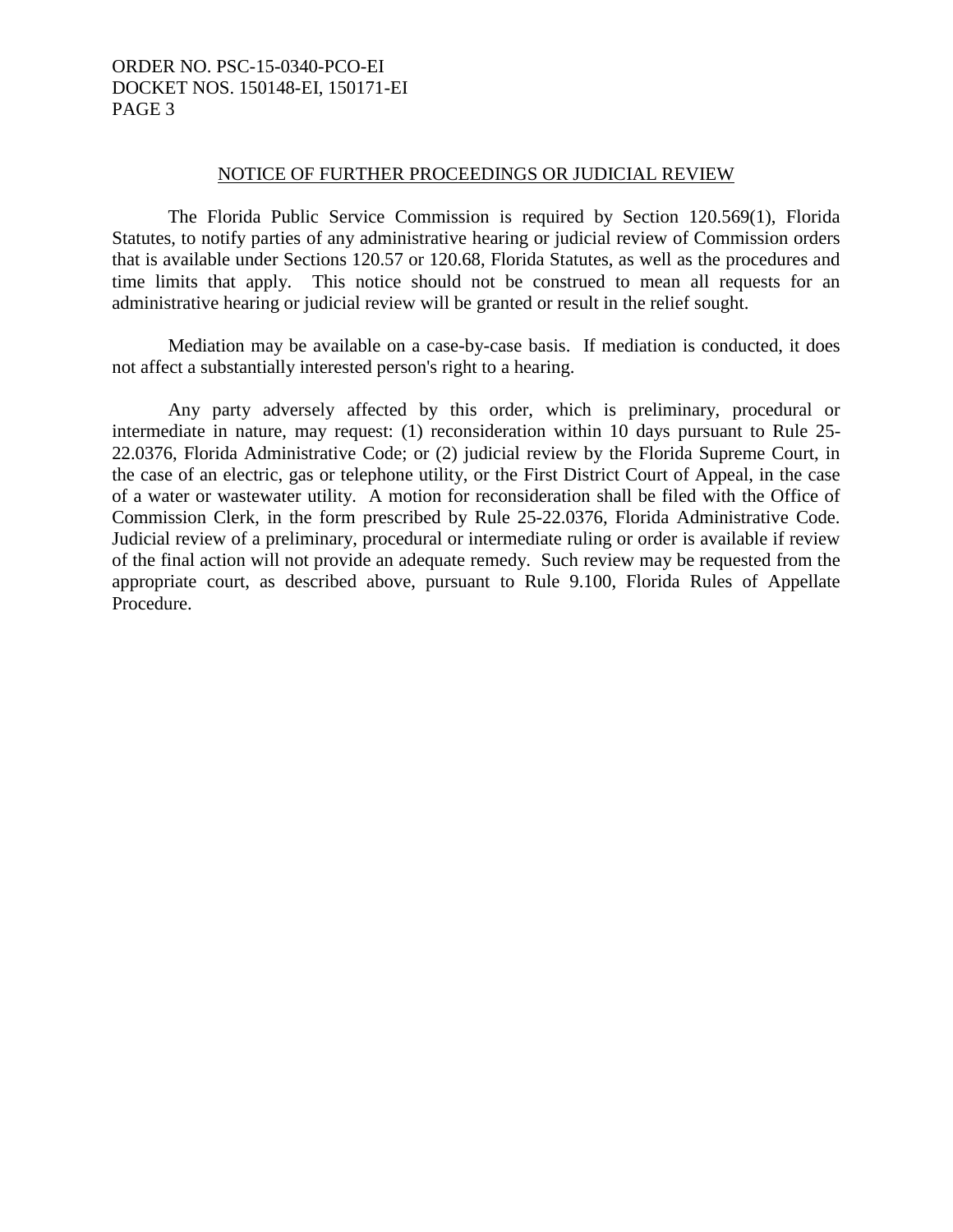## NOTICE OF FURTHER PROCEEDINGS OR JUDICIAL REVIEW

The Florida Public Service Commission is required by Section 120.569(1), Florida Statutes, to notify parties of any administrative hearing or judicial review of Commission orders that is available under Sections 120.57 or 120.68, Florida Statutes, as well as the procedures and time limits that apply. This notice should not be construed to mean all requests for an administrative hearing or judicial review will be granted or result in the relief sought.

Mediation may be available on a case-by-case basis. If mediation is conducted, it does not affect a substantially interested person's right to a hearing.

Any party adversely affected by this order, which is preliminary, procedural or intermediate in nature, may request: (1) reconsideration within 10 days pursuant to Rule 25-22.0376, Florida Administrative Code; or (2) judicial review by the Florida Supreme Court, in the case of an electric, gas or telephone utility, or the First District Court of Appeal, in the case of a water or wastewater utility. A motion for reconsideration shall be filed with the Office of Commission Clerk, in the form prescribed by Rule 25-22.0376, Florida Administrative Code. Judicial review of a preliminary, procedural or intermediate ruling or order is available if review of the final action will not provide an adequate remedy. Such review may be requested from the appropriate court, as described above, pursuant to Rule 9.100, Florida Rules of Appellate Procedure.